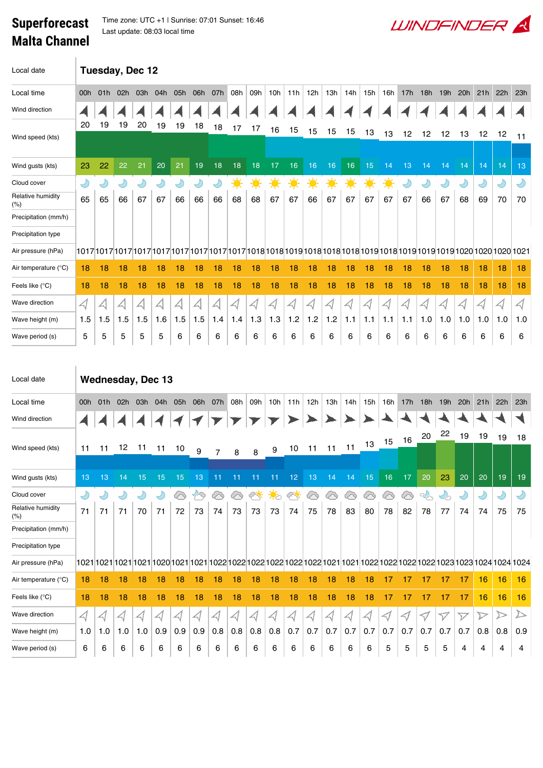# Superforecast Malta Channel

Time zone: UTC +1 | Sunrise: 07:01 Sunset: 16:46
Last update: 08:03 local time

WINDFINDER

## Tuesday, Dec 12

| Local time | 00h | 01h | 02h | 03h | 04h | 05h | 06h | 07h | 08h | 09h | 10h | 11h | 12h | 13h | 14h | 15h | 16h | 17h | 18h | 19h | 20h | 21h | 22h | 23h |
|---|---|---|---|---|---|---|---|---|---|---|---|---|---|---|---|---|---|---|---|---|---|---|---|---|
| Wind direction | | | | | | | | | | | | | | | | | | | | | | | | |
| Wind speed (kts) | 20 | 19 | 19 | 20 | 19 | 19 | 18 | 18 | 17 | 17 | 16 | 15 | 15 | 15 | 15 | 13 | 13 | 12 | 12 | 12 | 13 | 12 | 12 | 11 |
| Wind gusts (kts) | 23 | 22 | 22 | 21 | 20 | 21 | 19 | 18 | 18 | 18 | 17 | 16 | 16 | 16 | 16 | 15 | 14 | 13 | 14 | 14 | 14 | 14 | 14 | 13 |
| Cloud cover | | | | | | | | | | | | | | | | | | | | | | | | |
| Relative humidity (%) | 65 | 65 | 66 | 67 | 67 | 66 | 66 | 66 | 68 | 68 | 67 | 67 | 66 | 67 | 67 | 67 | 67 | 67 | 66 | 67 | 68 | 69 | 70 | 70 |
| Precipitation (mm/h) | | | | | | | | | | | | | | | | | | | | | | | | |
| Precipitation type | | | | | | | | | | | | | | | | | | | | | | | | |
| Air pressure (hPa) | 1017 | 1017 | 1017 | 1017 | 1017 | 1017 | 1017 | 1017 | 1017 | 1018 | 1018 | 1019 | 1018 | 1018 | 1018 | 1019 | 1018 | 1019 | 1019 | 1019 | 1020 | 1020 | 1020 | 1021 |
| Air temperature (°C) | 18 | 18 | 18 | 18 | 18 | 18 | 18 | 18 | 18 | 18 | 18 | 18 | 18 | 18 | 18 | 18 | 18 | 18 | 18 | 18 | 18 | 18 | 18 | 18 |
| Feels like (°C) | 18 | 18 | 18 | 18 | 18 | 18 | 18 | 18 | 18 | 18 | 18 | 18 | 18 | 18 | 18 | 18 | 18 | 18 | 18 | 18 | 18 | 18 | 18 | 18 |
| Wave direction | | | | | | | | | | | | | | | | | | | | | | | | |
| Wave height (m) | 1.5 | 1.5 | 1.5 | 1.5 | 1.6 | 1.5 | 1.5 | 1.4 | 1.4 | 1.3 | 1.3 | 1.2 | 1.2 | 1.2 | 1.1 | 1.1 | 1.1 | 1.1 | 1.0 | 1.0 | 1.0 | 1.0 | 1.0 | 1.0 |
| Wave period (s) | 5 | 5 | 5 | 5 | 5 | 6 | 6 | 6 | 6 | 6 | 6 | 6 | 6 | 6 | 6 | 6 | 6 | 6 | 6 | 6 | 6 | 6 | 6 | 6 |

## Wednesday, Dec 13

| Local time | 00h | 01h | 02h | 03h | 04h | 05h | 06h | 07h | 08h | 09h | 10h | 11h | 12h | 13h | 14h | 15h | 16h | 17h | 18h | 19h | 20h | 21h | 22h | 23h |
|---|---|---|---|---|---|---|---|---|---|---|---|---|---|---|---|---|---|---|---|---|---|---|---|---|
| Wind direction | | | | | | | | | | | | | | | | | | | | | | | | |
| Wind speed (kts) | 11 | 11 | 12 | 11 | 11 | 10 | 9 | 7 | 8 | 8 | 9 | 10 | 11 | 11 | 11 | 13 | 15 | 16 | 20 | 22 | 19 | 19 | 19 | 18 |
| Wind gusts (kts) | 13 | 13 | 14 | 15 | 15 | 15 | 13 | 11 | 11 | 11 | 11 | 12 | 13 | 14 | 14 | 15 | 16 | 17 | 20 | 23 | 20 | 20 | 19 | 19 |
| Cloud cover | | | | | | | | | | | | | | | | | | | | | | | | |
| Relative humidity (%) | 71 | 71 | 71 | 70 | 71 | 72 | 73 | 74 | 73 | 73 | 73 | 74 | 75 | 78 | 83 | 80 | 78 | 82 | 78 | 77 | 74 | 74 | 75 | 75 |
| Precipitation (mm/h) | | | | | | | | | | | | | | | | | | | | | | | | |
| Precipitation type | | | | | | | | | | | | | | | | | | | | | | | | |
| Air pressure (hPa) | 1021 | 1021 | 1021 | 1021 | 1020 | 1021 | 1021 | 1022 | 1022 | 1022 | 1022 | 1022 | 1022 | 1021 | 1021 | 1022 | 1022 | 1022 | 1022 | 1023 | 1023 | 1024 | 1024 | 1024 |
| Air temperature (°C) | 18 | 18 | 18 | 18 | 18 | 18 | 18 | 18 | 18 | 18 | 18 | 18 | 18 | 18 | 18 | 18 | 17 | 17 | 17 | 17 | 17 | 16 | 16 | 16 |
| Feels like (°C) | 18 | 18 | 18 | 18 | 18 | 18 | 18 | 18 | 18 | 18 | 18 | 18 | 18 | 18 | 18 | 18 | 17 | 17 | 17 | 17 | 17 | 16 | 16 | 16 |
| Wave direction | | | | | | | | | | | | | | | | | | | | | | | | |
| Wave height (m) | 1.0 | 1.0 | 1.0 | 1.0 | 0.9 | 0.9 | 0.9 | 0.8 | 0.8 | 0.8 | 0.8 | 0.7 | 0.7 | 0.7 | 0.7 | 0.7 | 0.7 | 0.7 | 0.7 | 0.7 | 0.7 | 0.8 | 0.8 | 0.9 |
| Wave period (s) | 6 | 6 | 6 | 6 | 6 | 6 | 6 | 6 | 6 | 6 | 6 | 6 | 6 | 6 | 6 | 6 | 5 | 5 | 5 | 5 | 4 | 4 | 4 | 4 |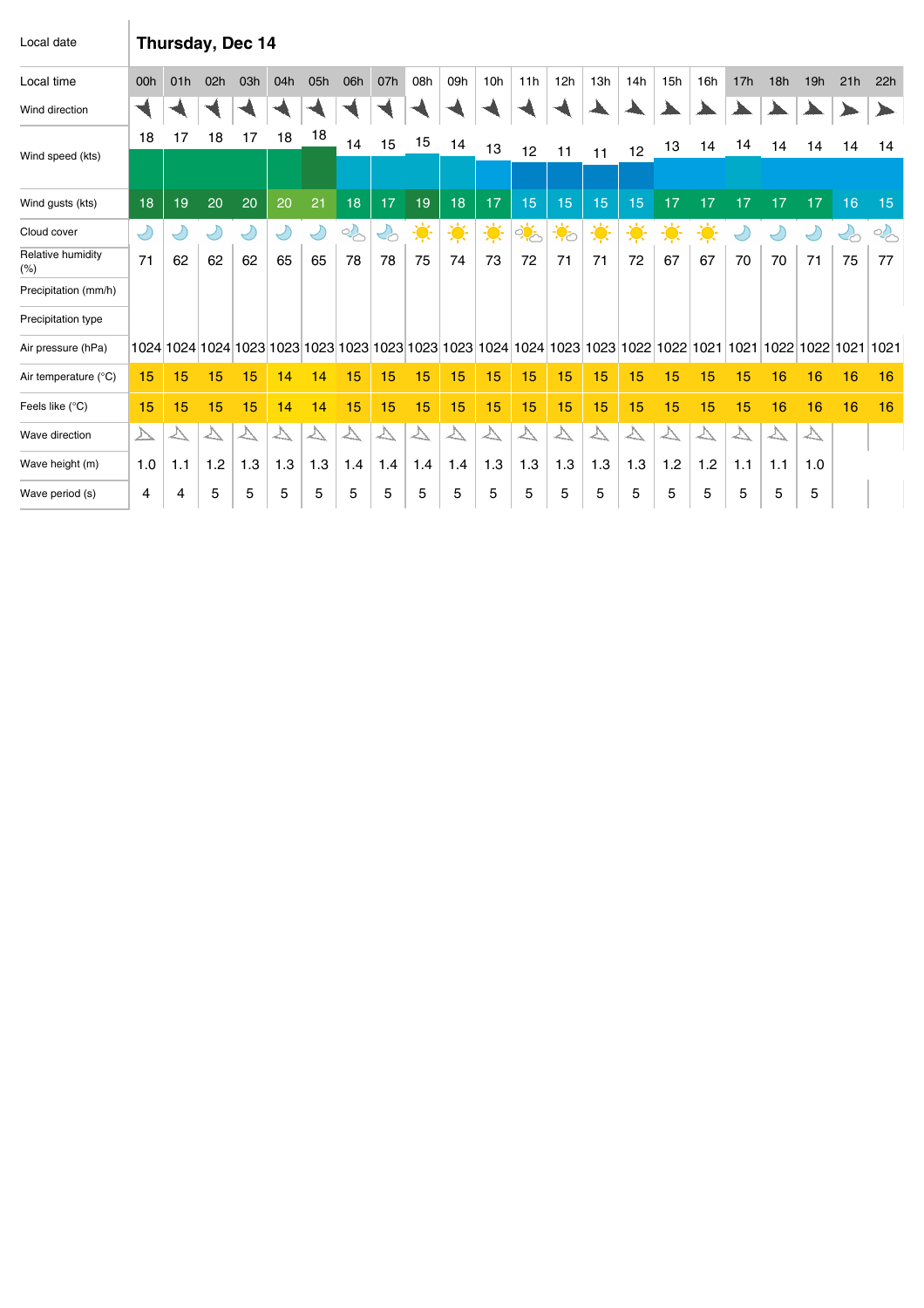| Local date | Thursday, Dec 14 | | | | | | | | | | | | | | | | | | | | |
|---|---|---|---|---|---|---|---|---|---|---|---|---|---|---|---|---|---|---|---|---|---|
| Local time | 00h | 01h | 02h | 03h | 04h | 05h | 06h | 07h | 08h | 09h | 10h | 11h | 12h | 13h | 14h | 15h | 16h | 17h | 18h | 19h | 21h | 22h |
| Wind direction | | | | | | | | | | | | | | | | | | | | | | |
| Wind speed (kts) | 18 | 17 | 18 | 17 | 18 | 18 | 14 | 15 | 15 | 14 | 13 | 12 | 11 | 11 | 12 | 13 | 14 | 14 | 14 | 14 | 14 | 14 |
| Wind gusts (kts) | 18 | 19 | 20 | 20 | 20 | 21 | 18 | 17 | 19 | 18 | 17 | 15 | 15 | 15 | 15 | 17 | 17 | 17 | 17 | 17 | 16 | 15 |
| Cloud cover | | | | | | | | | | | | | | | | | | | | | | |
| Relative humidity (%) | 71 | 62 | 62 | 62 | 65 | 65 | 78 | 78 | 75 | 74 | 73 | 72 | 71 | 71 | 72 | 67 | 67 | 70 | 70 | 71 | 75 | 77 |
| Precipitation (mm/h) | | | | | | | | | | | | | | | | | | | | | | |
| Precipitation type | | | | | | | | | | | | | | | | | | | | | | |
| Air pressure (hPa) | 1024 | 1024 | 1024 | 1023 | 1023 | 1023 | 1023 | 1023 | 1023 | 1023 | 1024 | 1024 | 1023 | 1023 | 1022 | 1022 | 1021 | 1021 | 1022 | 1022 | 1021 | 1021 |
| Air temperature (°C) | 15 | 15 | 15 | 15 | 14 | 14 | 15 | 15 | 15 | 15 | 15 | 15 | 15 | 15 | 15 | 15 | 15 | 15 | 16 | 16 | 16 | 16 |
| Feels like (°C) | 15 | 15 | 15 | 15 | 14 | 14 | 15 | 15 | 15 | 15 | 15 | 15 | 15 | 15 | 15 | 15 | 15 | 15 | 16 | 16 | 16 | 16 |
| Wave direction | | | | | | | | | | | | | | | | | | | | | | |
| Wave height (m) | 1.0 | 1.1 | 1.2 | 1.3 | 1.3 | 1.3 | 1.4 | 1.4 | 1.4 | 1.4 | 1.3 | 1.3 | 1.3 | 1.3 | 1.3 | 1.2 | 1.2 | 1.1 | 1.1 | 1.0 | | |
| Wave period (s) | 4 | 4 | 5 | 5 | 5 | 5 | 5 | 5 | 5 | 5 | 5 | 5 | 5 | 5 | 5 | 5 | 5 | 5 | 5 | 5 | | |